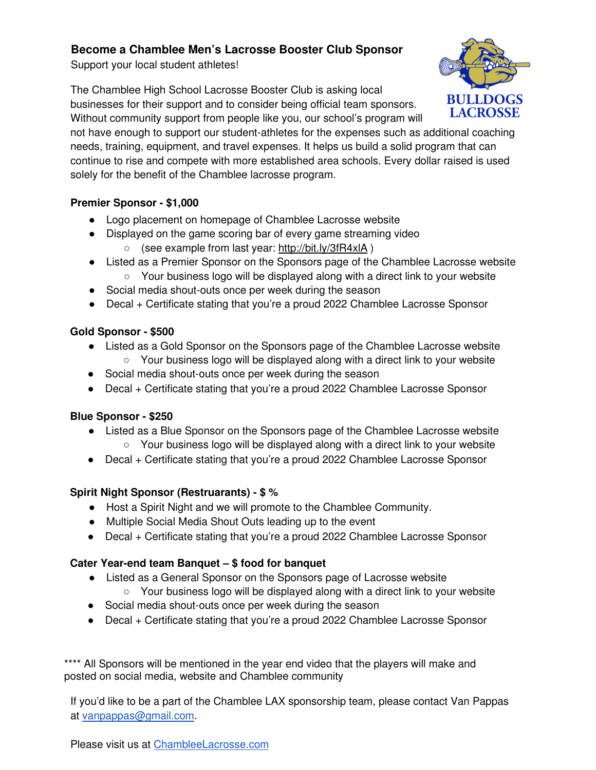# Become a Chamblee Men's Lacrosse Booster Club Sponsor

Support your local student athletes!

BULLDOGS LACROSSE

The Chamblee High School Lacrosse Booster Club is asking local businesses for their support and to consider being official team sponsors. Without community support from people like you, our school's program will not have enough to support our student-athletes for the expenses such as additional coaching needs, training, equipment, and travel expenses. It helps us build a solid program that can continue to rise and compete with more established area schools. Every dollar raised is used solely for the benefit of the Chamblee lacrosse program.

**Premier Sponsor - $1,000**

- Logo placement on homepage of Chamblee Lacrosse website
- Displayed on the game scoring bar of every game streaming video
    - (see example from last year: http://bit.ly/3fR4xlA )
- Listed as a Premier Sponsor on the Sponsors page of the Chamblee Lacrosse website
    - Your business logo will be displayed along with a direct link to your website
- Social media shout-outs once per week during the season
- Decal + Certificate stating that you're a proud 2022 Chamblee Lacrosse Sponsor

**Gold Sponsor - $500**

- Listed as a Gold Sponsor on the Sponsors page of the Chamblee Lacrosse website
    - Your business logo will be displayed along with a direct link to your website
- Social media shout-outs once per week during the season
- Decal + Certificate stating that you're a proud 2022 Chamblee Lacrosse Sponsor

**Blue Sponsor - $250**

- Listed as a Blue Sponsor on the Sponsors page of the Chamblee Lacrosse website
    - Your business logo will be displayed along with a direct link to your website
- Decal + Certificate stating that you're a proud 2022 Chamblee Lacrosse Sponsor

**Spirit Night Sponsor (Restruarants) - $ %**

- Host a Spirit Night and we will promote to the Chamblee Community.
- Multiple Social Media Shout Outs leading up to the event
- Decal + Certificate stating that you're a proud 2022 Chamblee Lacrosse Sponsor

**Cater Year-end team Banquet – $ food for banquet**

- Listed as a General Sponsor on the Sponsors page of Lacrosse website
    - Your business logo will be displayed along with a direct link to your website
- Social media shout-outs once per week during the season
- Decal + Certificate stating that you're a proud 2022 Chamblee Lacrosse Sponsor

**** All Sponsors will be mentioned in the year end video that the players will make and posted on social media, website and Chamblee community

If you'd like to be a part of the Chamblee LAX sponsorship team, please contact Van Pappas at vanpappas@gmail.com.

Please visit us at ChambleeLacrosse.com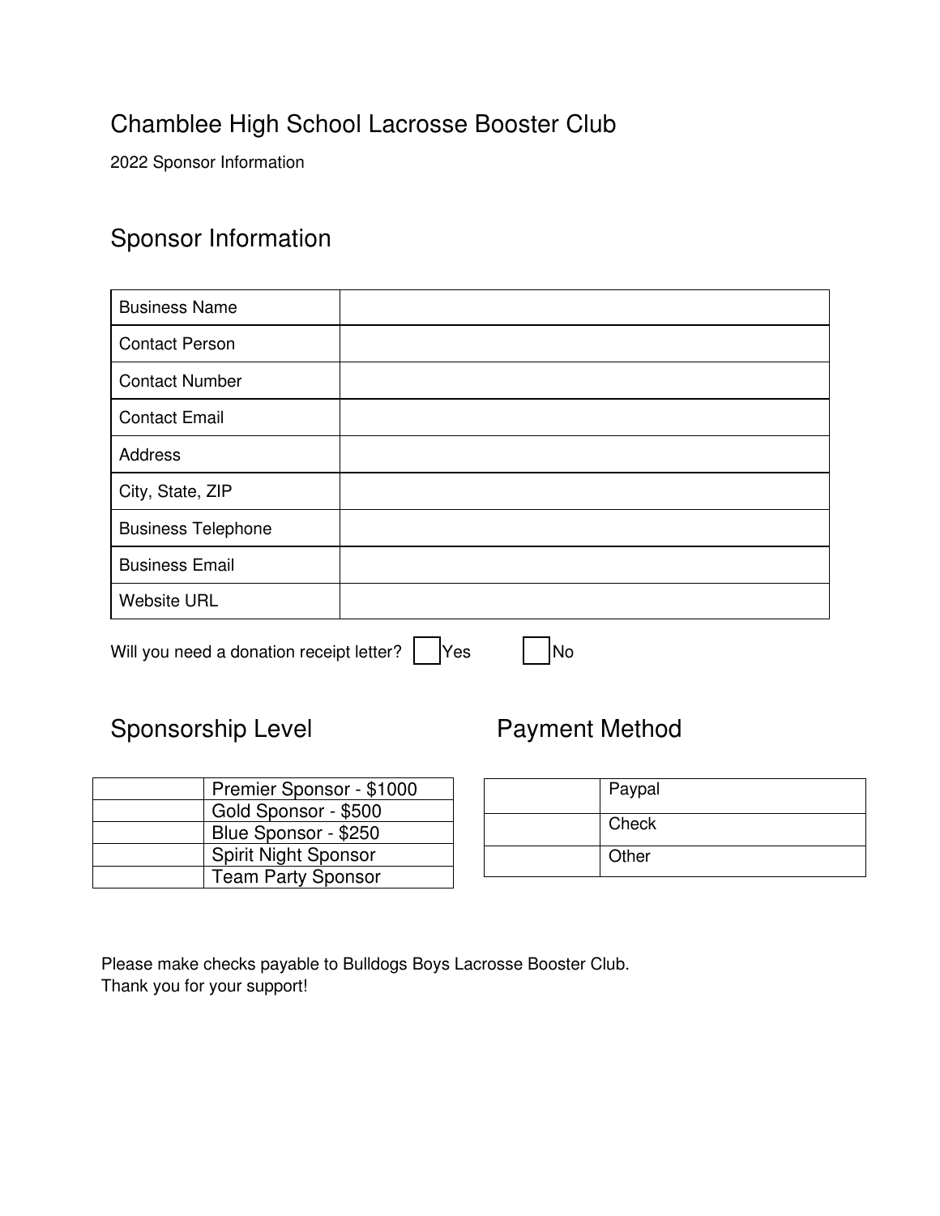# Chamblee High School Lacrosse Booster Club

2022 Sponsor Information

## Sponsor Information

| | |
|---|---|
| Business Name | |
| Contact Person | |
| Contact Number | |
| Contact Email | |
| Address | |
| City, State, ZIP | |
| Business Telephone | |
| Business Email | |
| Website URL | |

Will you need a donation receipt letter? ☐ Yes ☐ No

## Sponsorship Level

| | |
|---|---|
| | Premier Sponsor - $1000 |
| | Gold Sponsor - $500 |
| | Blue Sponsor - $250 |
| | Spirit Night Sponsor |
| | Team Party Sponsor |

## Payment Method

| | |
|---|---|
| | Paypal |
| | Check |
| | Other |

Please make checks payable to Bulldogs Boys Lacrosse Booster Club.
Thank you for your support!